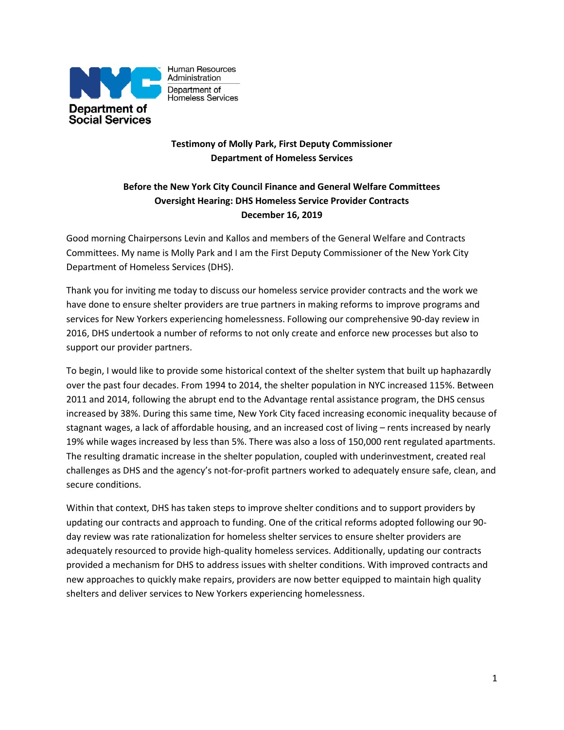Human Resources Administration
Department of Homeless Services

**Department of Social Services**

**Testimony of Molly Park, First Deputy Commissioner**
**Department of Homeless Services**

**Before the New York City Council Finance and General Welfare Committees**
**Oversight Hearing: DHS Homeless Service Provider Contracts**
**December 16, 2019**

Good morning Chairpersons Levin and Kallos and members of the General Welfare and Contracts Committees. My name is Molly Park and I am the First Deputy Commissioner of the New York City Department of Homeless Services (DHS).

Thank you for inviting me today to discuss our homeless service provider contracts and the work we have done to ensure shelter providers are true partners in making reforms to improve programs and services for New Yorkers experiencing homelessness. Following our comprehensive 90-day review in 2016, DHS undertook a number of reforms to not only create and enforce new processes but also to support our provider partners.

To begin, I would like to provide some historical context of the shelter system that built up haphazardly over the past four decades. From 1994 to 2014, the shelter population in NYC increased 115%. Between 2011 and 2014, following the abrupt end to the Advantage rental assistance program, the DHS census increased by 38%. During this same time, New York City faced increasing economic inequality because of stagnant wages, a lack of affordable housing, and an increased cost of living – rents increased by nearly 19% while wages increased by less than 5%. There was also a loss of 150,000 rent regulated apartments. The resulting dramatic increase in the shelter population, coupled with underinvestment, created real challenges as DHS and the agency's not-for-profit partners worked to adequately ensure safe, clean, and secure conditions.

Within that context, DHS has taken steps to improve shelter conditions and to support providers by updating our contracts and approach to funding. One of the critical reforms adopted following our 90-day review was rate rationalization for homeless shelter services to ensure shelter providers are adequately resourced to provide high-quality homeless services. Additionally, updating our contracts provided a mechanism for DHS to address issues with shelter conditions. With improved contracts and new approaches to quickly make repairs, providers are now better equipped to maintain high quality shelters and deliver services to New Yorkers experiencing homelessness.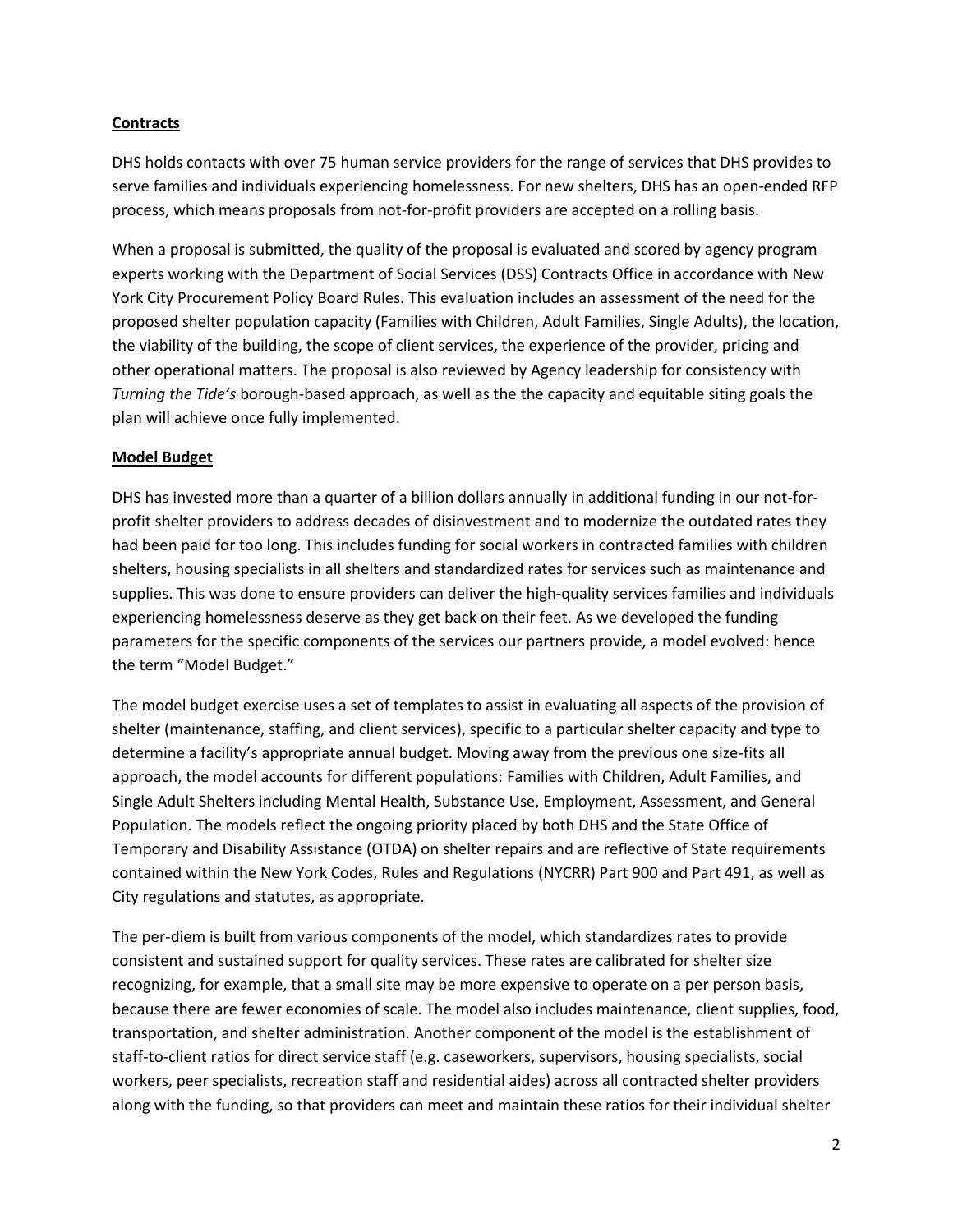**Contracts**

DHS holds contacts with over 75 human service providers for the range of services that DHS provides to serve families and individuals experiencing homelessness. For new shelters, DHS has an open-ended RFP process, which means proposals from not-for-profit providers are accepted on a rolling basis.

When a proposal is submitted, the quality of the proposal is evaluated and scored by agency program experts working with the Department of Social Services (DSS) Contracts Office in accordance with New York City Procurement Policy Board Rules. This evaluation includes an assessment of the need for the proposed shelter population capacity (Families with Children, Adult Families, Single Adults), the location, the viability of the building, the scope of client services, the experience of the provider, pricing and other operational matters. The proposal is also reviewed by Agency leadership for consistency with *Turning the Tide's* borough-based approach, as well as the the capacity and equitable siting goals the plan will achieve once fully implemented.

**Model Budget**

DHS has invested more than a quarter of a billion dollars annually in additional funding in our not-for-profit shelter providers to address decades of disinvestment and to modernize the outdated rates they had been paid for too long. This includes funding for social workers in contracted families with children shelters, housing specialists in all shelters and standardized rates for services such as maintenance and supplies. This was done to ensure providers can deliver the high-quality services families and individuals experiencing homelessness deserve as they get back on their feet. As we developed the funding parameters for the specific components of the services our partners provide, a model evolved: hence the term "Model Budget."

The model budget exercise uses a set of templates to assist in evaluating all aspects of the provision of shelter (maintenance, staffing, and client services), specific to a particular shelter capacity and type to determine a facility's appropriate annual budget. Moving away from the previous one size-fits all approach, the model accounts for different populations: Families with Children, Adult Families, and Single Adult Shelters including Mental Health, Substance Use, Employment, Assessment, and General Population. The models reflect the ongoing priority placed by both DHS and the State Office of Temporary and Disability Assistance (OTDA) on shelter repairs and are reflective of State requirements contained within the New York Codes, Rules and Regulations (NYCRR) Part 900 and Part 491, as well as City regulations and statutes, as appropriate.

The per-diem is built from various components of the model, which standardizes rates to provide consistent and sustained support for quality services. These rates are calibrated for shelter size recognizing, for example, that a small site may be more expensive to operate on a per person basis, because there are fewer economies of scale. The model also includes maintenance, client supplies, food, transportation, and shelter administration. Another component of the model is the establishment of staff-to-client ratios for direct service staff (e.g. caseworkers, supervisors, housing specialists, social workers, peer specialists, recreation staff and residential aides) across all contracted shelter providers along with the funding, so that providers can meet and maintain these ratios for their individual shelter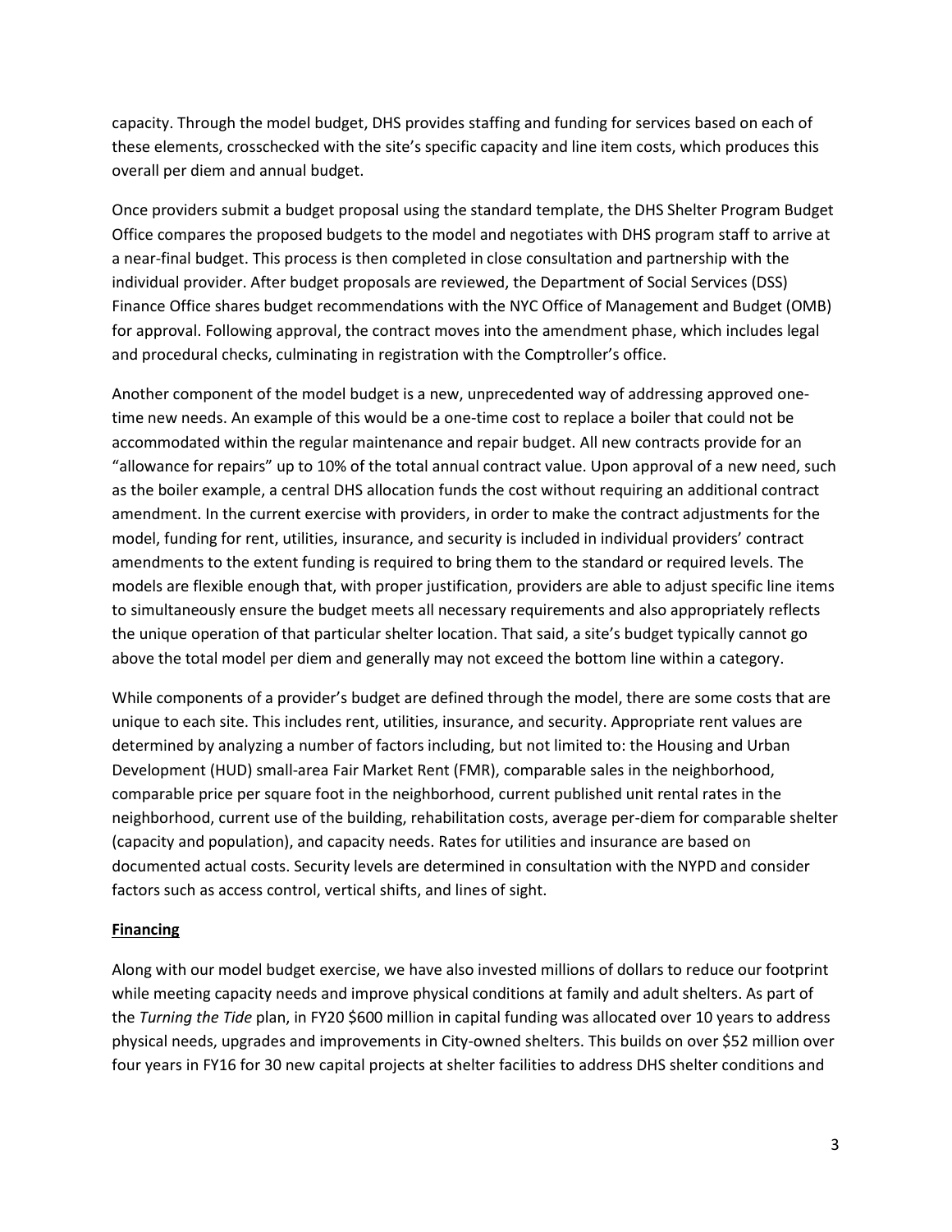capacity. Through the model budget, DHS provides staffing and funding for services based on each of these elements, crosschecked with the site's specific capacity and line item costs, which produces this overall per diem and annual budget.

Once providers submit a budget proposal using the standard template, the DHS Shelter Program Budget Office compares the proposed budgets to the model and negotiates with DHS program staff to arrive at a near-final budget. This process is then completed in close consultation and partnership with the individual provider. After budget proposals are reviewed, the Department of Social Services (DSS) Finance Office shares budget recommendations with the NYC Office of Management and Budget (OMB) for approval. Following approval, the contract moves into the amendment phase, which includes legal and procedural checks, culminating in registration with the Comptroller's office.

Another component of the model budget is a new, unprecedented way of addressing approved one-time new needs. An example of this would be a one-time cost to replace a boiler that could not be accommodated within the regular maintenance and repair budget. All new contracts provide for an "allowance for repairs" up to 10% of the total annual contract value. Upon approval of a new need, such as the boiler example, a central DHS allocation funds the cost without requiring an additional contract amendment. In the current exercise with providers, in order to make the contract adjustments for the model, funding for rent, utilities, insurance, and security is included in individual providers' contract amendments to the extent funding is required to bring them to the standard or required levels. The models are flexible enough that, with proper justification, providers are able to adjust specific line items to simultaneously ensure the budget meets all necessary requirements and also appropriately reflects the unique operation of that particular shelter location. That said, a site's budget typically cannot go above the total model per diem and generally may not exceed the bottom line within a category.

While components of a provider's budget are defined through the model, there are some costs that are unique to each site. This includes rent, utilities, insurance, and security. Appropriate rent values are determined by analyzing a number of factors including, but not limited to: the Housing and Urban Development (HUD) small-area Fair Market Rent (FMR), comparable sales in the neighborhood, comparable price per square foot in the neighborhood, current published unit rental rates in the neighborhood, current use of the building, rehabilitation costs, average per-diem for comparable shelter (capacity and population), and capacity needs. Rates for utilities and insurance are based on documented actual costs. Security levels are determined in consultation with the NYPD and consider factors such as access control, vertical shifts, and lines of sight.

**Financing**

Along with our model budget exercise, we have also invested millions of dollars to reduce our footprint while meeting capacity needs and improve physical conditions at family and adult shelters. As part of the *Turning the Tide* plan, in FY20 $600 million in capital funding was allocated over 10 years to address physical needs, upgrades and improvements in City-owned shelters. This builds on over $52 million over four years in FY16 for 30 new capital projects at shelter facilities to address DHS shelter conditions and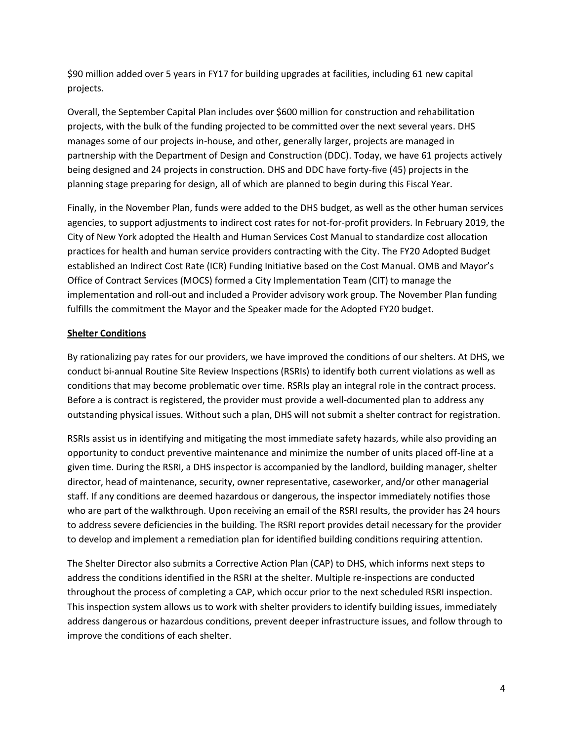$90 million added over 5 years in FY17 for building upgrades at facilities, including 61 new capital projects.

Overall, the September Capital Plan includes over $600 million for construction and rehabilitation projects, with the bulk of the funding projected to be committed over the next several years. DHS manages some of our projects in-house, and other, generally larger, projects are managed in partnership with the Department of Design and Construction (DDC). Today, we have 61 projects actively being designed and 24 projects in construction. DHS and DDC have forty-five (45) projects in the planning stage preparing for design, all of which are planned to begin during this Fiscal Year.

Finally, in the November Plan, funds were added to the DHS budget, as well as the other human services agencies, to support adjustments to indirect cost rates for not-for-profit providers. In February 2019, the City of New York adopted the Health and Human Services Cost Manual to standardize cost allocation practices for health and human service providers contracting with the City. The FY20 Adopted Budget established an Indirect Cost Rate (ICR) Funding Initiative based on the Cost Manual. OMB and Mayor's Office of Contract Services (MOCS) formed a City Implementation Team (CIT) to manage the implementation and roll-out and included a Provider advisory work group. The November Plan funding fulfills the commitment the Mayor and the Speaker made for the Adopted FY20 budget.

## Shelter Conditions

By rationalizing pay rates for our providers, we have improved the conditions of our shelters. At DHS, we conduct bi-annual Routine Site Review Inspections (RSRIs) to identify both current violations as well as conditions that may become problematic over time. RSRIs play an integral role in the contract process. Before a is contract is registered, the provider must provide a well-documented plan to address any outstanding physical issues. Without such a plan, DHS will not submit a shelter contract for registration.

RSRIs assist us in identifying and mitigating the most immediate safety hazards, while also providing an opportunity to conduct preventive maintenance and minimize the number of units placed off-line at a given time. During the RSRI, a DHS inspector is accompanied by the landlord, building manager, shelter director, head of maintenance, security, owner representative, caseworker, and/or other managerial staff. If any conditions are deemed hazardous or dangerous, the inspector immediately notifies those who are part of the walkthrough. Upon receiving an email of the RSRI results, the provider has 24 hours to address severe deficiencies in the building. The RSRI report provides detail necessary for the provider to develop and implement a remediation plan for identified building conditions requiring attention.

The Shelter Director also submits a Corrective Action Plan (CAP) to DHS, which informs next steps to address the conditions identified in the RSRI at the shelter. Multiple re-inspections are conducted throughout the process of completing a CAP, which occur prior to the next scheduled RSRI inspection. This inspection system allows us to work with shelter providers to identify building issues, immediately address dangerous or hazardous conditions, prevent deeper infrastructure issues, and follow through to improve the conditions of each shelter.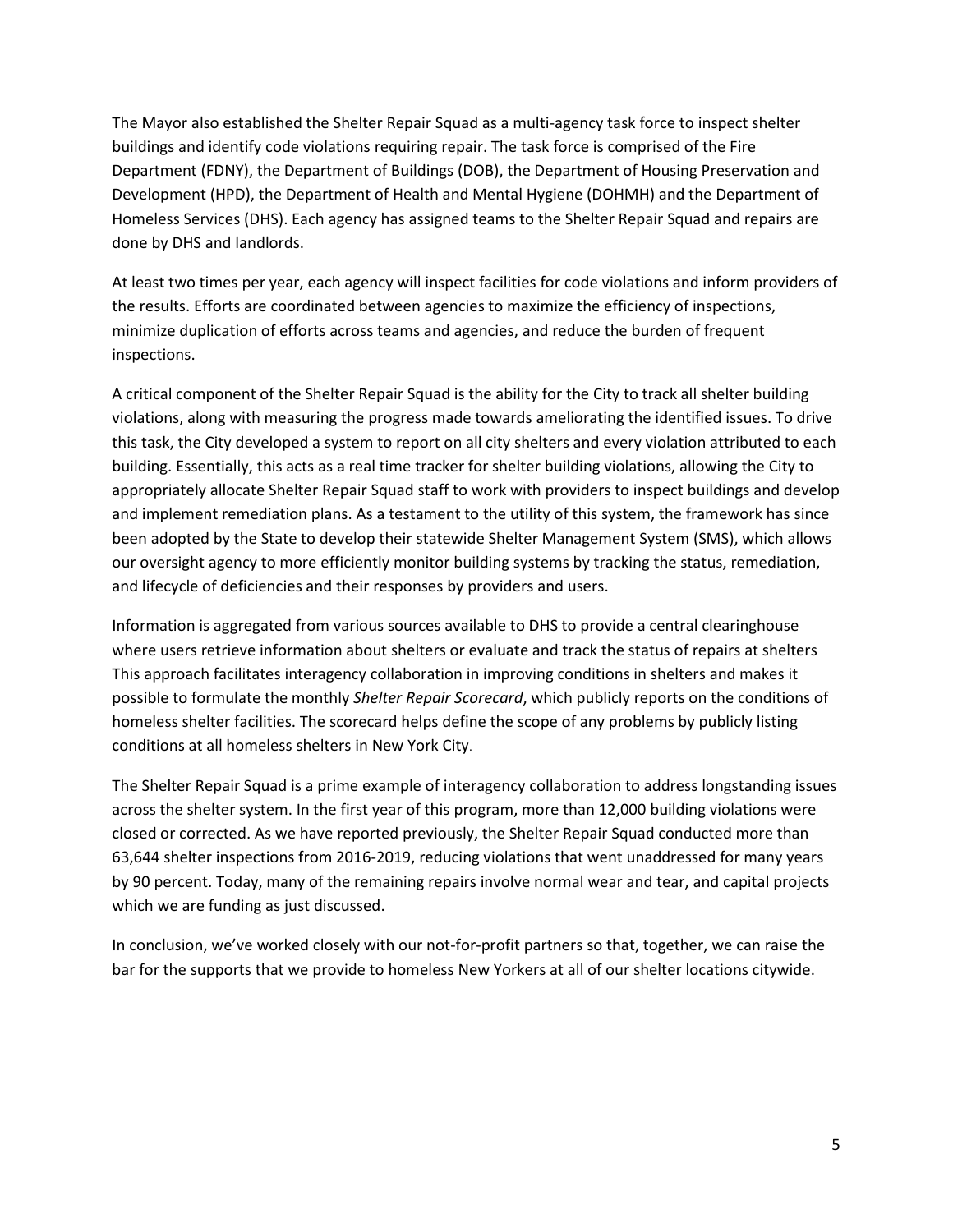The Mayor also established the Shelter Repair Squad as a multi-agency task force to inspect shelter buildings and identify code violations requiring repair. The task force is comprised of the Fire Department (FDNY), the Department of Buildings (DOB), the Department of Housing Preservation and Development (HPD), the Department of Health and Mental Hygiene (DOHMH) and the Department of Homeless Services (DHS). Each agency has assigned teams to the Shelter Repair Squad and repairs are done by DHS and landlords.

At least two times per year, each agency will inspect facilities for code violations and inform providers of the results. Efforts are coordinated between agencies to maximize the efficiency of inspections, minimize duplication of efforts across teams and agencies, and reduce the burden of frequent inspections.

A critical component of the Shelter Repair Squad is the ability for the City to track all shelter building violations, along with measuring the progress made towards ameliorating the identified issues. To drive this task, the City developed a system to report on all city shelters and every violation attributed to each building. Essentially, this acts as a real time tracker for shelter building violations, allowing the City to appropriately allocate Shelter Repair Squad staff to work with providers to inspect buildings and develop and implement remediation plans. As a testament to the utility of this system, the framework has since been adopted by the State to develop their statewide Shelter Management System (SMS), which allows our oversight agency to more efficiently monitor building systems by tracking the status, remediation, and lifecycle of deficiencies and their responses by providers and users.

Information is aggregated from various sources available to DHS to provide a central clearinghouse where users retrieve information about shelters or evaluate and track the status of repairs at shelters This approach facilitates interagency collaboration in improving conditions in shelters and makes it possible to formulate the monthly *Shelter Repair Scorecard*, which publicly reports on the conditions of homeless shelter facilities. The scorecard helps define the scope of any problems by publicly listing conditions at all homeless shelters in New York City.

The Shelter Repair Squad is a prime example of interagency collaboration to address longstanding issues across the shelter system. In the first year of this program, more than 12,000 building violations were closed or corrected. As we have reported previously, the Shelter Repair Squad conducted more than 63,644 shelter inspections from 2016-2019, reducing violations that went unaddressed for many years by 90 percent. Today, many of the remaining repairs involve normal wear and tear, and capital projects which we are funding as just discussed.

In conclusion, we've worked closely with our not-for-profit partners so that, together, we can raise the bar for the supports that we provide to homeless New Yorkers at all of our shelter locations citywide.